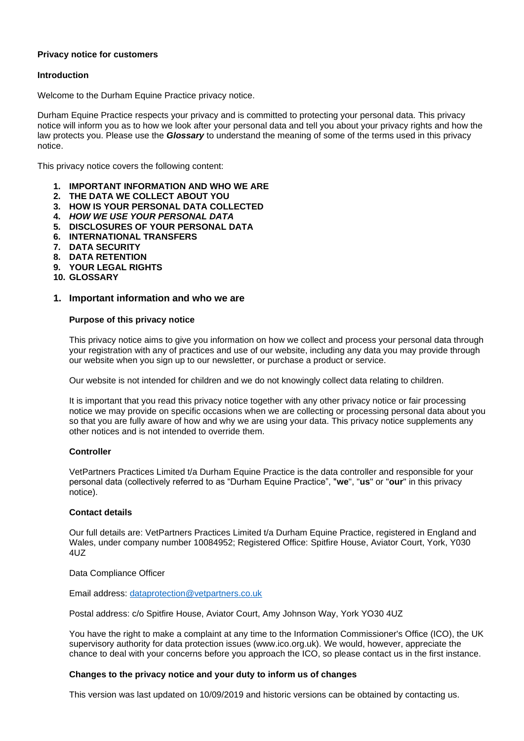**Privacy notice for customers**

**Introduction**

Welcome to the Durham Equine Practice privacy notice.

Durham Equine Practice respects your privacy and is committed to protecting your personal data. This privacy notice will inform you as to how we look after your personal data and tell you about your privacy rights and how the law protects you. Please use the ***Glossary*** to understand the meaning of some of the terms used in this privacy notice.

This privacy notice covers the following content:

1. **IMPORTANT INFORMATION AND WHO WE ARE**
2. **THE DATA WE COLLECT ABOUT YOU**
3. **HOW IS YOUR PERSONAL DATA COLLECTED**
4. ***HOW WE USE YOUR PERSONAL DATA***
5. **DISCLOSURES OF YOUR PERSONAL DATA**
6. **INTERNATIONAL TRANSFERS**
7. **DATA SECURITY**
8. **DATA RETENTION**
9. **YOUR LEGAL RIGHTS**
10. **GLOSSARY**

## 1. Important information and who we are

**Purpose of this privacy notice**

This privacy notice aims to give you information on how we collect and process your personal data through your registration with any of practices and use of our website, including any data you may provide through our website when you sign up to our newsletter, or purchase a product or service.

Our website is not intended for children and we do not knowingly collect data relating to children.

It is important that you read this privacy notice together with any other privacy notice or fair processing notice we may provide on specific occasions when we are collecting or processing personal data about you so that you are fully aware of how and why we are using your data. This privacy notice supplements any other notices and is not intended to override them.

**Controller**

VetPartners Practices Limited t/a Durham Equine Practice is the data controller and responsible for your personal data (collectively referred to as "Durham Equine Practice", "**we**", "**us**" or "**our**" in this privacy notice).

**Contact details**

Our full details are: VetPartners Practices Limited t/a Durham Equine Practice, registered in England and Wales, under company number 10084952; Registered Office: Spitfire House, Aviator Court, York, Y030 4UZ

Data Compliance Officer

Email address: dataprotection@vetpartners.co.uk

Postal address: c/o Spitfire House, Aviator Court, Amy Johnson Way, York YO30 4UZ

You have the right to make a complaint at any time to the Information Commissioner's Office (ICO), the UK supervisory authority for data protection issues (www.ico.org.uk). We would, however, appreciate the chance to deal with your concerns before you approach the ICO, so please contact us in the first instance.

**Changes to the privacy notice and your duty to inform us of changes**

This version was last updated on 10/09/2019 and historic versions can be obtained by contacting us.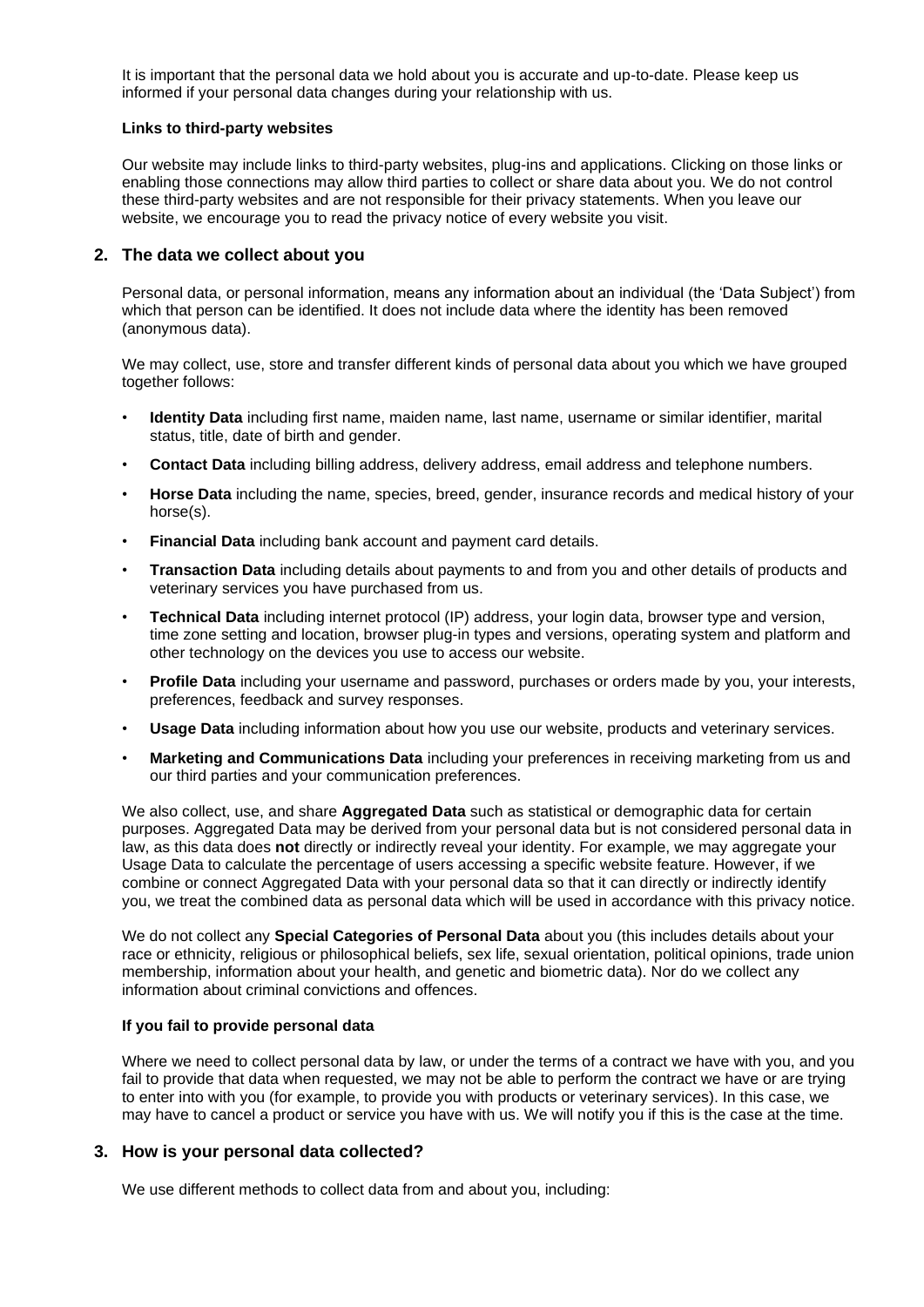It is important that the personal data we hold about you is accurate and up-to-date. Please keep us informed if your personal data changes during your relationship with us.

**Links to third-party websites**

Our website may include links to third-party websites, plug-ins and applications. Clicking on those links or enabling those connections may allow third parties to collect or share data about you. We do not control these third-party websites and are not responsible for their privacy statements. When you leave our website, we encourage you to read the privacy notice of every website you visit.

## 2. The data we collect about you

Personal data, or personal information, means any information about an individual (the 'Data Subject') from which that person can be identified. It does not include data where the identity has been removed (anonymous data).

We may collect, use, store and transfer different kinds of personal data about you which we have grouped together follows:

- **Identity Data** including first name, maiden name, last name, username or similar identifier, marital status, title, date of birth and gender.
- **Contact Data** including billing address, delivery address, email address and telephone numbers.
- **Horse Data** including the name, species, breed, gender, insurance records and medical history of your horse(s).
- **Financial Data** including bank account and payment card details.
- **Transaction Data** including details about payments to and from you and other details of products and veterinary services you have purchased from us.
- **Technical Data** including internet protocol (IP) address, your login data, browser type and version, time zone setting and location, browser plug-in types and versions, operating system and platform and other technology on the devices you use to access our website.
- **Profile Data** including your username and password, purchases or orders made by you, your interests, preferences, feedback and survey responses.
- **Usage Data** including information about how you use our website, products and veterinary services.
- **Marketing and Communications Data** including your preferences in receiving marketing from us and our third parties and your communication preferences.

We also collect, use, and share **Aggregated Data** such as statistical or demographic data for certain purposes. Aggregated Data may be derived from your personal data but is not considered personal data in law, as this data does **not** directly or indirectly reveal your identity. For example, we may aggregate your Usage Data to calculate the percentage of users accessing a specific website feature. However, if we combine or connect Aggregated Data with your personal data so that it can directly or indirectly identify you, we treat the combined data as personal data which will be used in accordance with this privacy notice.

We do not collect any **Special Categories of Personal Data** about you (this includes details about your race or ethnicity, religious or philosophical beliefs, sex life, sexual orientation, political opinions, trade union membership, information about your health, and genetic and biometric data). Nor do we collect any information about criminal convictions and offences.

**If you fail to provide personal data**

Where we need to collect personal data by law, or under the terms of a contract we have with you, and you fail to provide that data when requested, we may not be able to perform the contract we have or are trying to enter into with you (for example, to provide you with products or veterinary services). In this case, we may have to cancel a product or service you have with us. We will notify you if this is the case at the time.

## 3. How is your personal data collected?

We use different methods to collect data from and about you, including: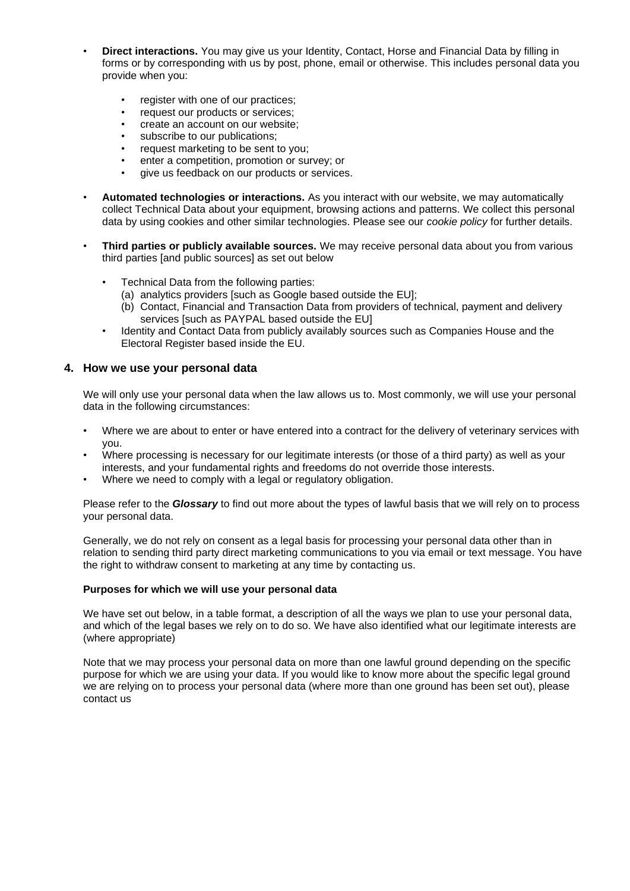- **Direct interactions.** You may give us your Identity, Contact, Horse and Financial Data by filling in forms or by corresponding with us by post, phone, email or otherwise. This includes personal data you provide when you:
  - register with one of our practices;
  - request our products or services;
  - create an account on our website;
  - subscribe to our publications;
  - request marketing to be sent to you;
  - enter a competition, promotion or survey; or
  - give us feedback on our products or services.
- **Automated technologies or interactions.** As you interact with our website, we may automatically collect Technical Data about your equipment, browsing actions and patterns. We collect this personal data by using cookies and other similar technologies. Please see our *cookie policy* for further details.
- **Third parties or publicly available sources.** We may receive personal data about you from various third parties [and public sources] as set out below
  - Technical Data from the following parties:
    (a) analytics providers [such as Google based outside the EU];
    (b) Contact, Financial and Transaction Data from providers of technical, payment and delivery services [such as PAYPAL based outside the EU]
  - Identity and Contact Data from publicly availably sources such as Companies House and the Electoral Register based inside the EU.

## 4. How we use your personal data

We will only use your personal data when the law allows us to. Most commonly, we will use your personal data in the following circumstances:

- Where we are about to enter or have entered into a contract for the delivery of veterinary services with you.
- Where processing is necessary for our legitimate interests (or those of a third party) as well as your interests, and your fundamental rights and freedoms do not override those interests.
- Where we need to comply with a legal or regulatory obligation.

Please refer to the ***Glossary*** to find out more about the types of lawful basis that we will rely on to process your personal data.

Generally, we do not rely on consent as a legal basis for processing your personal data other than in relation to sending third party direct marketing communications to you via email or text message. You have the right to withdraw consent to marketing at any time by contacting us.

**Purposes for which we will use your personal data**

We have set out below, in a table format, a description of all the ways we plan to use your personal data, and which of the legal bases we rely on to do so. We have also identified what our legitimate interests are (where appropriate)

Note that we may process your personal data on more than one lawful ground depending on the specific purpose for which we are using your data. If you would like to know more about the specific legal ground we are relying on to process your personal data (where more than one ground has been set out), please contact us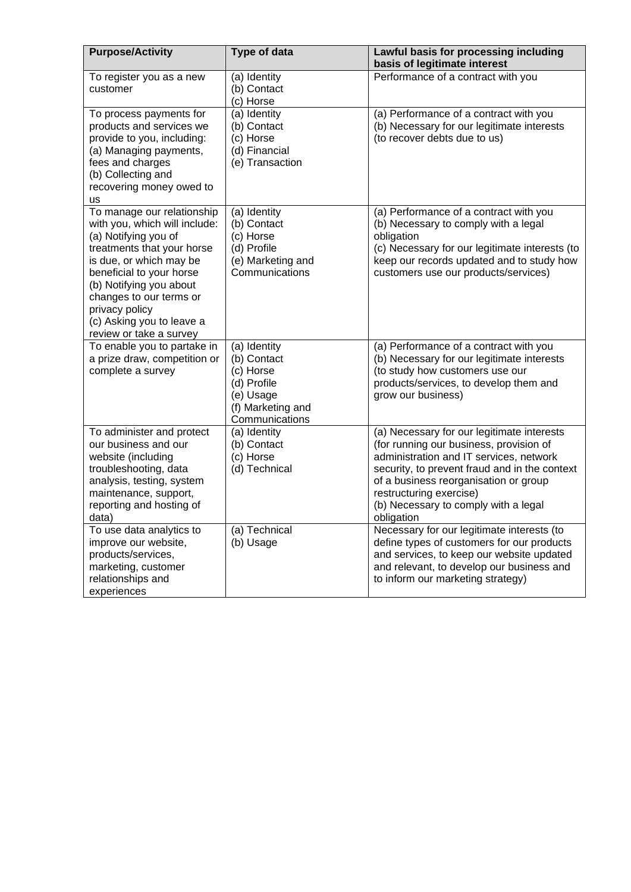| Purpose/Activity | Type of data | Lawful basis for processing including basis of legitimate interest |
|---|---|---|
| To register you as a new customer | (a) Identity<br>(b) Contact<br>(c) Horse | Performance of a contract with you |
| To process payments for products and services we provide to you, including:<br>(a) Managing payments, fees and charges<br>(b) Collecting and recovering money owed to us | (a) Identity<br>(b) Contact<br>(c) Horse<br>(d) Financial<br>(e) Transaction | (a) Performance of a contract with you<br>(b) Necessary for our legitimate interests (to recover debts due to us) |
| To manage our relationship with you, which will include:<br>(a) Notifying you of treatments that your horse is due, or which may be beneficial to your horse<br>(b) Notifying you about changes to our terms or privacy policy<br>(c) Asking you to leave a review or take a survey | (a) Identity<br>(b) Contact<br>(c) Horse<br>(d) Profile<br>(e) Marketing and Communications | (a) Performance of a contract with you<br>(b) Necessary to comply with a legal obligation<br>(c) Necessary for our legitimate interests (to keep our records updated and to study how customers use our products/services) |
| To enable you to partake in a prize draw, competition or complete a survey | (a) Identity<br>(b) Contact<br>(c) Horse<br>(d) Profile<br>(e) Usage<br>(f) Marketing and Communications | (a) Performance of a contract with you<br>(b) Necessary for our legitimate interests (to study how customers use our products/services, to develop them and grow our business) |
| To administer and protect our business and our website (including troubleshooting, data analysis, testing, system maintenance, support, reporting and hosting of data) | (a) Identity<br>(b) Contact<br>(c) Horse<br>(d) Technical | (a) Necessary for our legitimate interests (for running our business, provision of administration and IT services, network security, to prevent fraud and in the context of a business reorganisation or group restructuring exercise)<br>(b) Necessary to comply with a legal obligation |
| To use data analytics to improve our website, products/services, marketing, customer relationships and experiences | (a) Technical<br>(b) Usage | Necessary for our legitimate interests (to define types of customers for our products and services, to keep our website updated and relevant, to develop our business and to inform our marketing strategy) |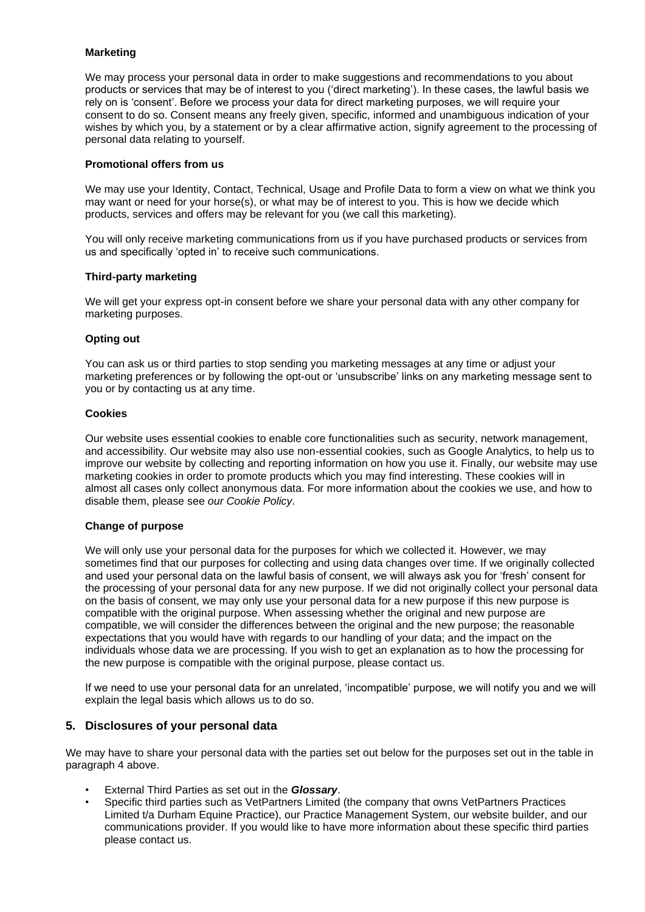**Marketing**

We may process your personal data in order to make suggestions and recommendations to you about products or services that may be of interest to you ('direct marketing'). In these cases, the lawful basis we rely on is 'consent'. Before we process your data for direct marketing purposes, we will require your consent to do so. Consent means any freely given, specific, informed and unambiguous indication of your wishes by which you, by a statement or by a clear affirmative action, signify agreement to the processing of personal data relating to yourself.

**Promotional offers from us**

We may use your Identity, Contact, Technical, Usage and Profile Data to form a view on what we think you may want or need for your horse(s), or what may be of interest to you. This is how we decide which products, services and offers may be relevant for you (we call this marketing).

You will only receive marketing communications from us if you have purchased products or services from us and specifically 'opted in' to receive such communications.

**Third-party marketing**

We will get your express opt-in consent before we share your personal data with any other company for marketing purposes.

**Opting out**

You can ask us or third parties to stop sending you marketing messages at any time or adjust your marketing preferences or by following the opt-out or 'unsubscribe' links on any marketing message sent to you or by contacting us at any time.

**Cookies**

Our website uses essential cookies to enable core functionalities such as security, network management, and accessibility. Our website may also use non-essential cookies, such as Google Analytics, to help us to improve our website by collecting and reporting information on how you use it. Finally, our website may use marketing cookies in order to promote products which you may find interesting. These cookies will in almost all cases only collect anonymous data. For more information about the cookies we use, and how to disable them, please see *our Cookie Policy*.

**Change of purpose**

We will only use your personal data for the purposes for which we collected it. However, we may sometimes find that our purposes for collecting and using data changes over time. If we originally collected and used your personal data on the lawful basis of consent, we will always ask you for 'fresh' consent for the processing of your personal data for any new purpose. If we did not originally collect your personal data on the basis of consent, we may only use your personal data for a new purpose if this new purpose is compatible with the original purpose. When assessing whether the original and new purpose are compatible, we will consider the differences between the original and the new purpose; the reasonable expectations that you would have with regards to our handling of your data; and the impact on the individuals whose data we are processing. If you wish to get an explanation as to how the processing for the new purpose is compatible with the original purpose, please contact us.

If we need to use your personal data for an unrelated, 'incompatible' purpose, we will notify you and we will explain the legal basis which allows us to do so.

## 5. Disclosures of your personal data

We may have to share your personal data with the parties set out below for the purposes set out in the table in paragraph 4 above.

- External Third Parties as set out in the ***Glossary***.
- Specific third parties such as VetPartners Limited (the company that owns VetPartners Practices Limited t/a Durham Equine Practice), our Practice Management System, our website builder, and our communications provider. If you would like to have more information about these specific third parties please contact us.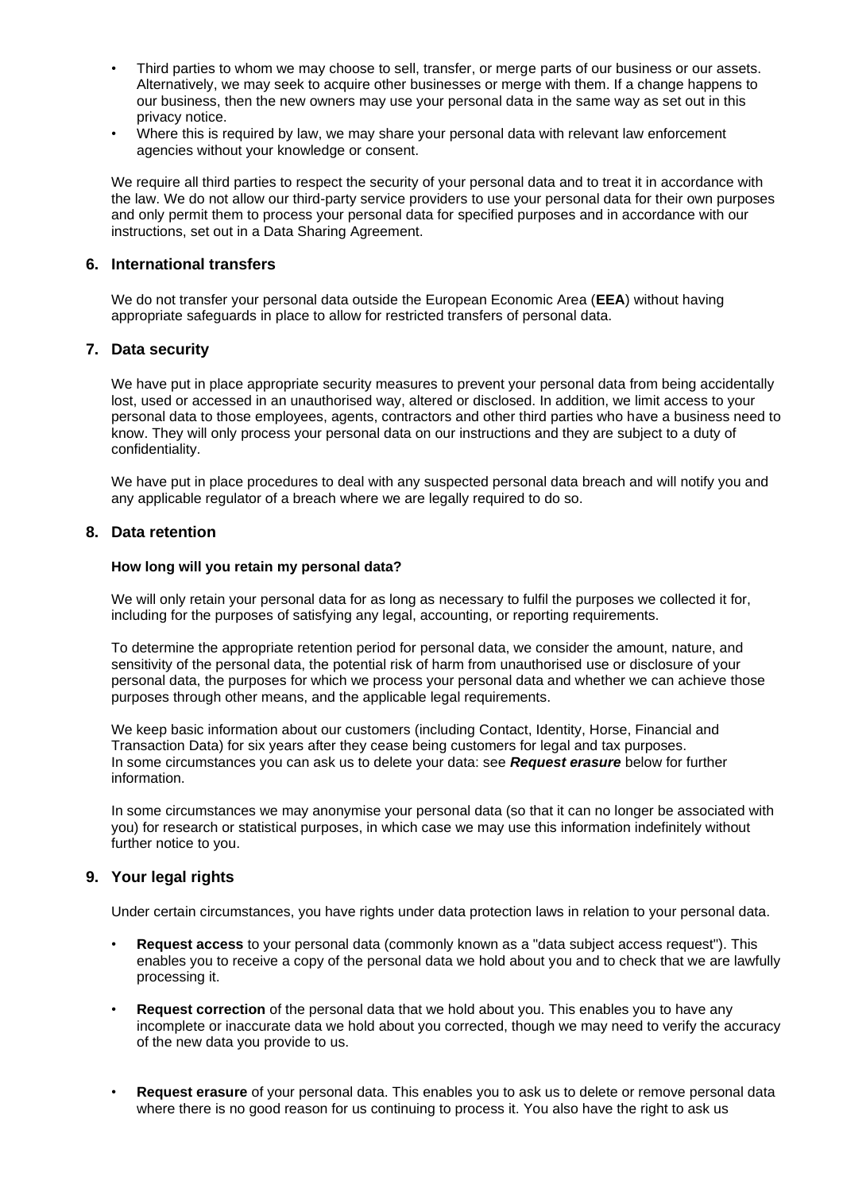- Third parties to whom we may choose to sell, transfer, or merge parts of our business or our assets. Alternatively, we may seek to acquire other businesses or merge with them. If a change happens to our business, then the new owners may use your personal data in the same way as set out in this privacy notice.
- Where this is required by law, we may share your personal data with relevant law enforcement agencies without your knowledge or consent.

We require all third parties to respect the security of your personal data and to treat it in accordance with the law. We do not allow our third-party service providers to use your personal data for their own purposes and only permit them to process your personal data for specified purposes and in accordance with our instructions, set out in a Data Sharing Agreement.

## 6. International transfers

We do not transfer your personal data outside the European Economic Area (**EEA**) without having appropriate safeguards in place to allow for restricted transfers of personal data.

## 7. Data security

We have put in place appropriate security measures to prevent your personal data from being accidentally lost, used or accessed in an unauthorised way, altered or disclosed. In addition, we limit access to your personal data to those employees, agents, contractors and other third parties who have a business need to know. They will only process your personal data on our instructions and they are subject to a duty of confidentiality.

We have put in place procedures to deal with any suspected personal data breach and will notify you and any applicable regulator of a breach where we are legally required to do so.

## 8. Data retention

**How long will you retain my personal data?**

We will only retain your personal data for as long as necessary to fulfil the purposes we collected it for, including for the purposes of satisfying any legal, accounting, or reporting requirements.

To determine the appropriate retention period for personal data, we consider the amount, nature, and sensitivity of the personal data, the potential risk of harm from unauthorised use or disclosure of your personal data, the purposes for which we process your personal data and whether we can achieve those purposes through other means, and the applicable legal requirements.

We keep basic information about our customers (including Contact, Identity, Horse, Financial and Transaction Data) for six years after they cease being customers for legal and tax purposes. In some circumstances you can ask us to delete your data: see ***Request erasure*** below for further information.

In some circumstances we may anonymise your personal data (so that it can no longer be associated with you) for research or statistical purposes, in which case we may use this information indefinitely without further notice to you.

## 9. Your legal rights

Under certain circumstances, you have rights under data protection laws in relation to your personal data.

- **Request access** to your personal data (commonly known as a "data subject access request"). This enables you to receive a copy of the personal data we hold about you and to check that we are lawfully processing it.
- **Request correction** of the personal data that we hold about you. This enables you to have any incomplete or inaccurate data we hold about you corrected, though we may need to verify the accuracy of the new data you provide to us.
- **Request erasure** of your personal data. This enables you to ask us to delete or remove personal data where there is no good reason for us continuing to process it. You also have the right to ask us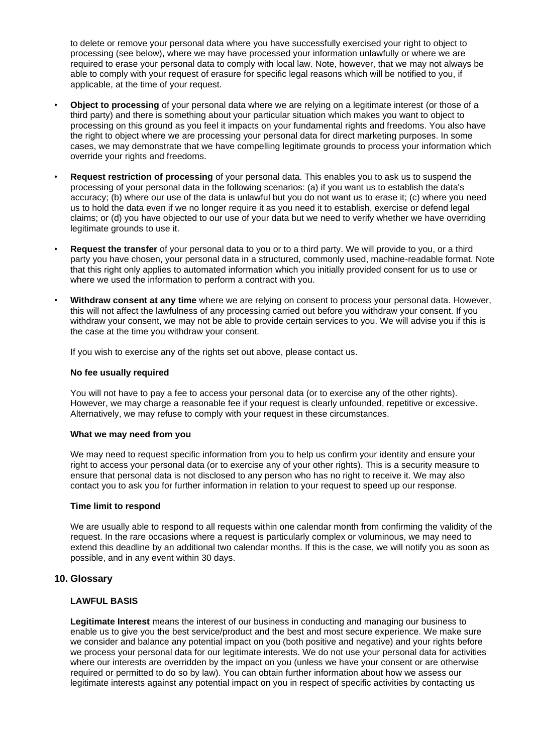to delete or remove your personal data where you have successfully exercised your right to object to processing (see below), where we may have processed your information unlawfully or where we are required to erase your personal data to comply with local law. Note, however, that we may not always be able to comply with your request of erasure for specific legal reasons which will be notified to you, if applicable, at the time of your request.

- **Object to processing** of your personal data where we are relying on a legitimate interest (or those of a third party) and there is something about your particular situation which makes you want to object to processing on this ground as you feel it impacts on your fundamental rights and freedoms. You also have the right to object where we are processing your personal data for direct marketing purposes. In some cases, we may demonstrate that we have compelling legitimate grounds to process your information which override your rights and freedoms.
- **Request restriction of processing** of your personal data. This enables you to ask us to suspend the processing of your personal data in the following scenarios: (a) if you want us to establish the data's accuracy; (b) where our use of the data is unlawful but you do not want us to erase it; (c) where you need us to hold the data even if we no longer require it as you need it to establish, exercise or defend legal claims; or (d) you have objected to our use of your data but we need to verify whether we have overriding legitimate grounds to use it.
- **Request the transfer** of your personal data to you or to a third party. We will provide to you, or a third party you have chosen, your personal data in a structured, commonly used, machine-readable format. Note that this right only applies to automated information which you initially provided consent for us to use or where we used the information to perform a contract with you.
- **Withdraw consent at any time** where we are relying on consent to process your personal data. However, this will not affect the lawfulness of any processing carried out before you withdraw your consent. If you withdraw your consent, we may not be able to provide certain services to you. We will advise you if this is the case at the time you withdraw your consent.

If you wish to exercise any of the rights set out above, please contact us.

**No fee usually required**

You will not have to pay a fee to access your personal data (or to exercise any of the other rights). However, we may charge a reasonable fee if your request is clearly unfounded, repetitive or excessive. Alternatively, we may refuse to comply with your request in these circumstances.

**What we may need from you**

We may need to request specific information from you to help us confirm your identity and ensure your right to access your personal data (or to exercise any of your other rights). This is a security measure to ensure that personal data is not disclosed to any person who has no right to receive it. We may also contact you to ask you for further information in relation to your request to speed up our response.

**Time limit to respond**

We are usually able to respond to all requests within one calendar month from confirming the validity of the request. In the rare occasions where a request is particularly complex or voluminous, we may need to extend this deadline by an additional two calendar months. If this is the case, we will notify you as soon as possible, and in any event within 30 days.

## 10. Glossary

**LAWFUL BASIS**

**Legitimate Interest** means the interest of our business in conducting and managing our business to enable us to give you the best service/product and the best and most secure experience. We make sure we consider and balance any potential impact on you (both positive and negative) and your rights before we process your personal data for our legitimate interests. We do not use your personal data for activities where our interests are overridden by the impact on you (unless we have your consent or are otherwise required or permitted to do so by law). You can obtain further information about how we assess our legitimate interests against any potential impact on you in respect of specific activities by contacting us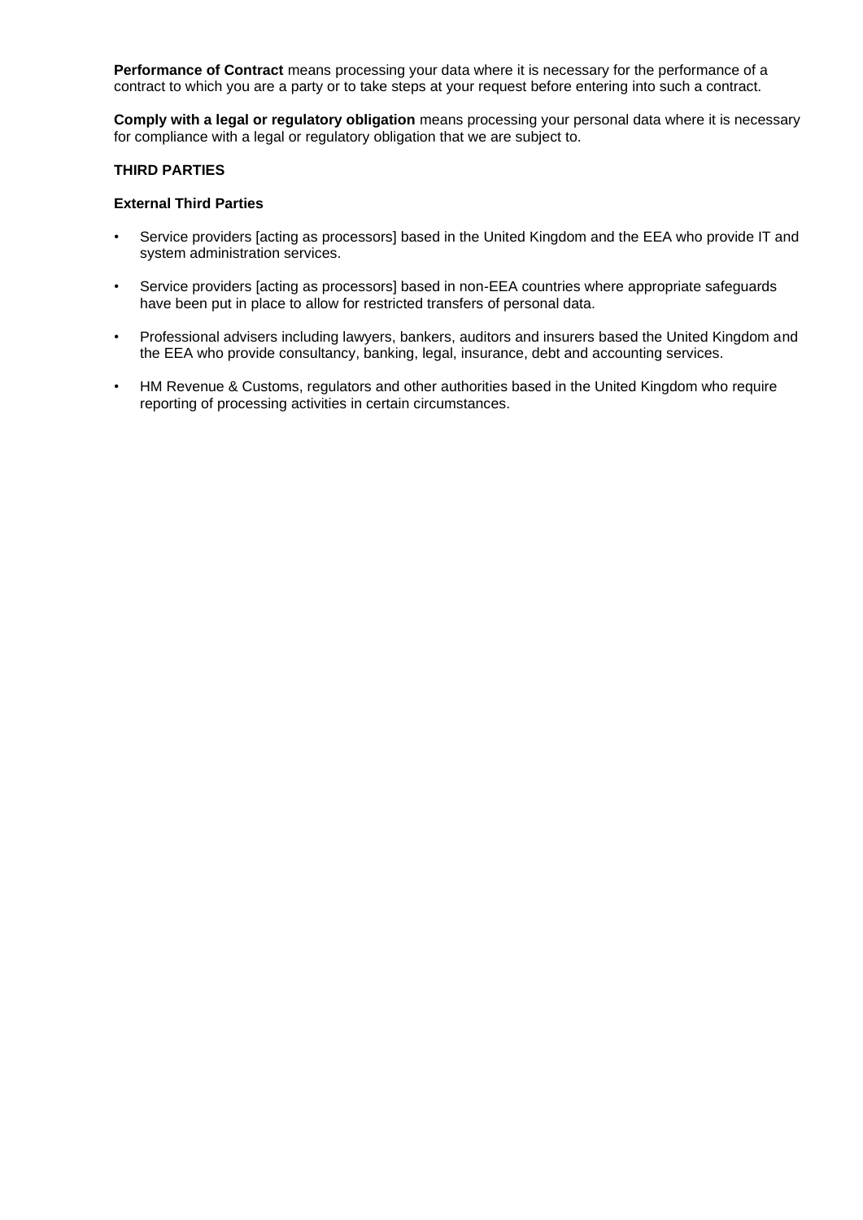**Performance of Contract** means processing your data where it is necessary for the performance of a contract to which you are a party or to take steps at your request before entering into such a contract.

**Comply with a legal or regulatory obligation** means processing your personal data where it is necessary for compliance with a legal or regulatory obligation that we are subject to.

**THIRD PARTIES**

**External Third Parties**

- Service providers [acting as processors] based in the United Kingdom and the EEA who provide IT and system administration services.
- Service providers [acting as processors] based in non-EEA countries where appropriate safeguards have been put in place to allow for restricted transfers of personal data.
- Professional advisers including lawyers, bankers, auditors and insurers based the United Kingdom and the EEA who provide consultancy, banking, legal, insurance, debt and accounting services.
- HM Revenue & Customs, regulators and other authorities based in the United Kingdom who require reporting of processing activities in certain circumstances.